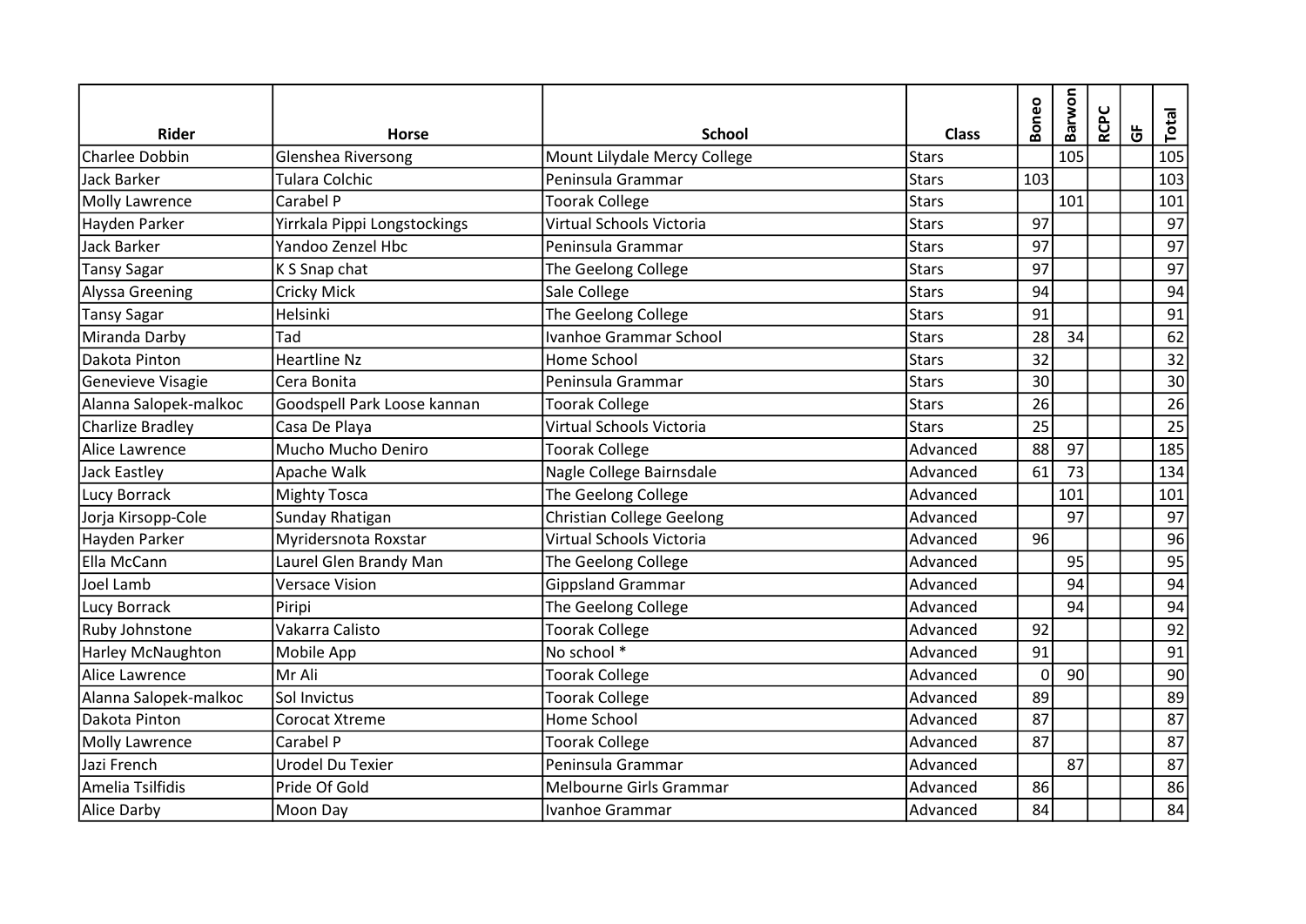| Rider | Horse | School | Class | Boneo | Barwon | RCPC | GF | Total |
|---|---|---|---|---|---|---|---|---|
| Charlee Dobbin | Glenshea Riversong | Mount Lilydale Mercy College | Stars | | 105 | | | 105 |
| Jack Barker | Tulara Colchic | Peninsula Grammar | Stars | 103 | | | | 103 |
| Molly Lawrence | Carabel P | Toorak College | Stars | | 101 | | | 101 |
| Hayden Parker | Yirrkala Pippi Longstockings | Virtual Schools Victoria | Stars | 97 | | | | 97 |
| Jack Barker | Yandoo Zenzel Hbc | Peninsula Grammar | Stars | 97 | | | | 97 |
| Tansy Sagar | K S Snap chat | The Geelong College | Stars | 97 | | | | 97 |
| Alyssa Greening | Cricky Mick | Sale College | Stars | 94 | | | | 94 |
| Tansy Sagar | Helsinki | The Geelong College | Stars | 91 | | | | 91 |
| Miranda Darby | Tad | Ivanhoe Grammar School | Stars | 28 | 34 | | | 62 |
| Dakota Pinton | Heartline Nz | Home School | Stars | 32 | | | | 32 |
| Genevieve Visagie | Cera Bonita | Peninsula Grammar | Stars | 30 | | | | 30 |
| Alanna Salopek-malkoc | Goodspell Park Loose kannan | Toorak College | Stars | 26 | | | | 26 |
| Charlize Bradley | Casa De Playa | Virtual Schools Victoria | Stars | 25 | | | | 25 |
| Alice Lawrence | Mucho Mucho Deniro | Toorak College | Advanced | 88 | 97 | | | 185 |
| Jack Eastley | Apache Walk | Nagle College Bairnsdale | Advanced | 61 | 73 | | | 134 |
| Lucy Borrack | Mighty Tosca | The Geelong College | Advanced | | 101 | | | 101 |
| Jorja Kirsopp-Cole | Sunday Rhatigan | Christian College Geelong | Advanced | | 97 | | | 97 |
| Hayden Parker | Myridersnota Roxstar | Virtual Schools Victoria | Advanced | 96 | | | | 96 |
| Ella McCann | Laurel Glen Brandy Man | The Geelong College | Advanced | | 95 | | | 95 |
| Joel Lamb | Versace Vision | Gippsland Grammar | Advanced | | 94 | | | 94 |
| Lucy Borrack | Piripi | The Geelong College | Advanced | | 94 | | | 94 |
| Ruby Johnstone | Vakarra Calisto | Toorak College | Advanced | 92 | | | | 92 |
| Harley McNaughton | Mobile App | No school * | Advanced | 91 | | | | 91 |
| Alice Lawrence | Mr Ali | Toorak College | Advanced | 0 | 90 | | | 90 |
| Alanna Salopek-malkoc | Sol Invictus | Toorak College | Advanced | 89 | | | | 89 |
| Dakota Pinton | Corocat Xtreme | Home School | Advanced | 87 | | | | 87 |
| Molly Lawrence | Carabel P | Toorak College | Advanced | 87 | | | | 87 |
| Jazi French | Urodel Du Texier | Peninsula Grammar | Advanced | | 87 | | | 87 |
| Amelia Tsilfidis | Pride Of Gold | Melbourne Girls Grammar | Advanced | 86 | | | | 86 |
| Alice Darby | Moon Day | Ivanhoe Grammar | Advanced | 84 | | | | 84 |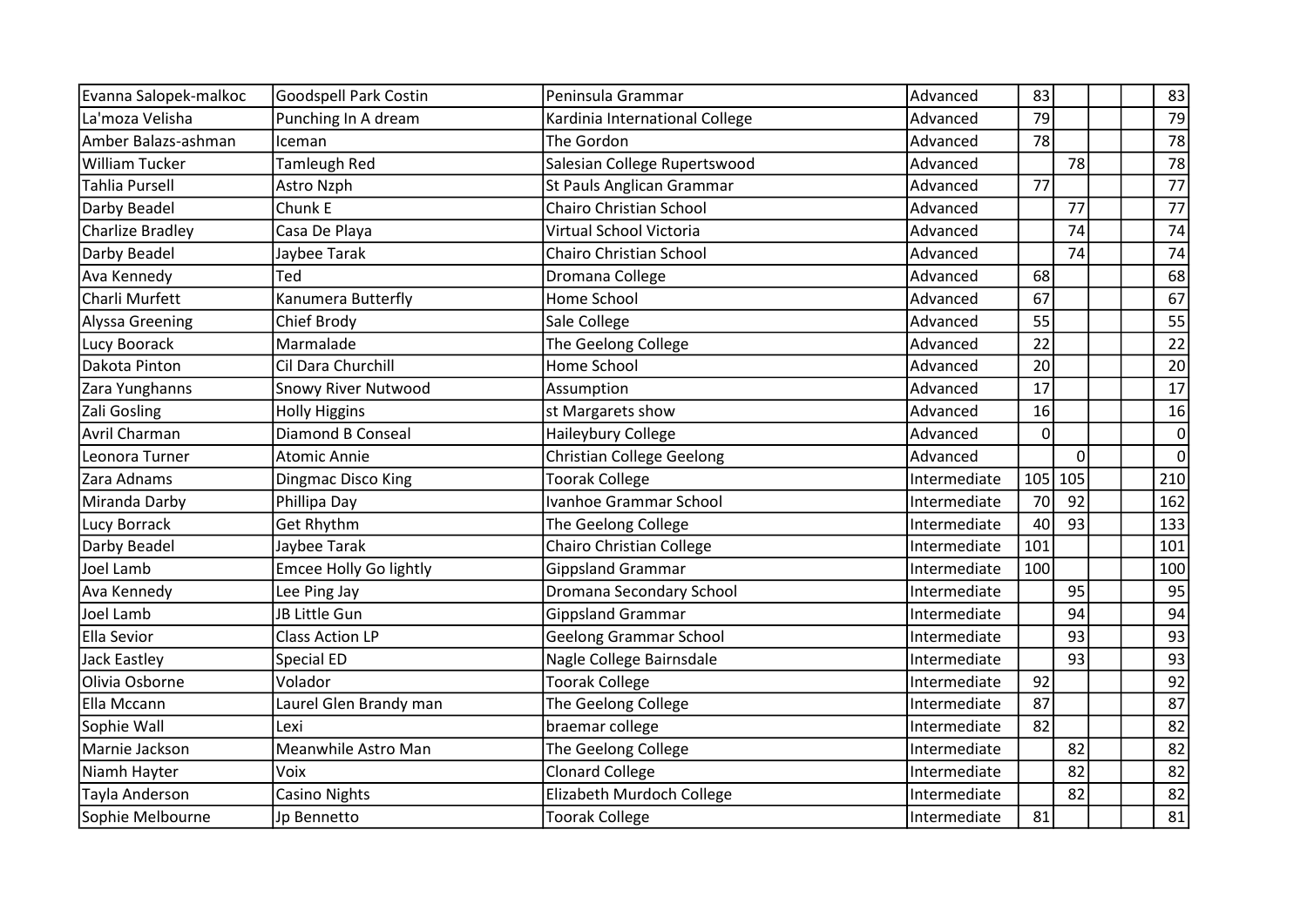| | | | | | | | | |
|---|---|---|---|---|---|---|---|---|
| Evanna Salopek-malkoc | Goodspell Park Costin | Peninsula Grammar | Advanced | 83 | | | | 83 |
| La'moza Velisha | Punching In A dream | Kardinia International College | Advanced | 79 | | | | 79 |
| Amber Balazs-ashman | Iceman | The Gordon | Advanced | 78 | | | | 78 |
| William Tucker | Tamleugh Red | Salesian College Rupertswood | Advanced | | 78 | | | 78 |
| Tahlia Pursell | Astro Nzph | St Pauls Anglican Grammar | Advanced | 77 | | | | 77 |
| Darby Beadel | Chunk E | Chairo Christian School | Advanced | | 77 | | | 77 |
| Charlize Bradley | Casa De Playa | Virtual School Victoria | Advanced | | 74 | | | 74 |
| Darby Beadel | Jaybee Tarak | Chairo Christian School | Advanced | | 74 | | | 74 |
| Ava Kennedy | Ted | Dromana College | Advanced | 68 | | | | 68 |
| Charli Murfett | Kanumera Butterfly | Home School | Advanced | 67 | | | | 67 |
| Alyssa Greening | Chief Brody | Sale College | Advanced | 55 | | | | 55 |
| Lucy Boorack | Marmalade | The Geelong College | Advanced | 22 | | | | 22 |
| Dakota Pinton | Cil Dara Churchill | Home School | Advanced | 20 | | | | 20 |
| Zara Yunghanns | Snowy River Nutwood | Assumption | Advanced | 17 | | | | 17 |
| Zali Gosling | Holly Higgins | st Margarets show | Advanced | 16 | | | | 16 |
| Avril Charman | Diamond B Conseal | Haileybury College | Advanced | 0 | | | | 0 |
| Leonora Turner | Atomic Annie | Christian College Geelong | Advanced | | 0 | | | 0 |
| Zara Adnams | Dingmac Disco King | Toorak College | Intermediate | 105 | 105 | | | 210 |
| Miranda Darby | Phillipa Day | Ivanhoe Grammar School | Intermediate | 70 | 92 | | | 162 |
| Lucy Borrack | Get Rhythm | The Geelong College | Intermediate | 40 | 93 | | | 133 |
| Darby Beadel | Jaybee Tarak | Chairo Christian College | Intermediate | 101 | | | | 101 |
| Joel Lamb | Emcee Holly Go lightly | Gippsland Grammar | Intermediate | 100 | | | | 100 |
| Ava Kennedy | Lee Ping Jay | Dromana Secondary School | Intermediate | | 95 | | | 95 |
| Joel Lamb | JB Little Gun | Gippsland Grammar | Intermediate | | 94 | | | 94 |
| Ella Sevior | Class Action LP | Geelong Grammar School | Intermediate | | 93 | | | 93 |
| Jack Eastley | Special ED | Nagle College Bairnsdale | Intermediate | | 93 | | | 93 |
| Olivia Osborne | Volador | Toorak College | Intermediate | 92 | | | | 92 |
| Ella Mccann | Laurel Glen Brandy man | The Geelong College | Intermediate | 87 | | | | 87 |
| Sophie Wall | Lexi | braemar college | Intermediate | 82 | | | | 82 |
| Marnie Jackson | Meanwhile Astro Man | The Geelong College | Intermediate | | 82 | | | 82 |
| Niamh Hayter | Voix | Clonard College | Intermediate | | 82 | | | 82 |
| Tayla Anderson | Casino Nights | Elizabeth Murdoch College | Intermediate | | 82 | | | 82 |
| Sophie Melbourne | Jp Bennetto | Toorak College | Intermediate | 81 | | | | 81 |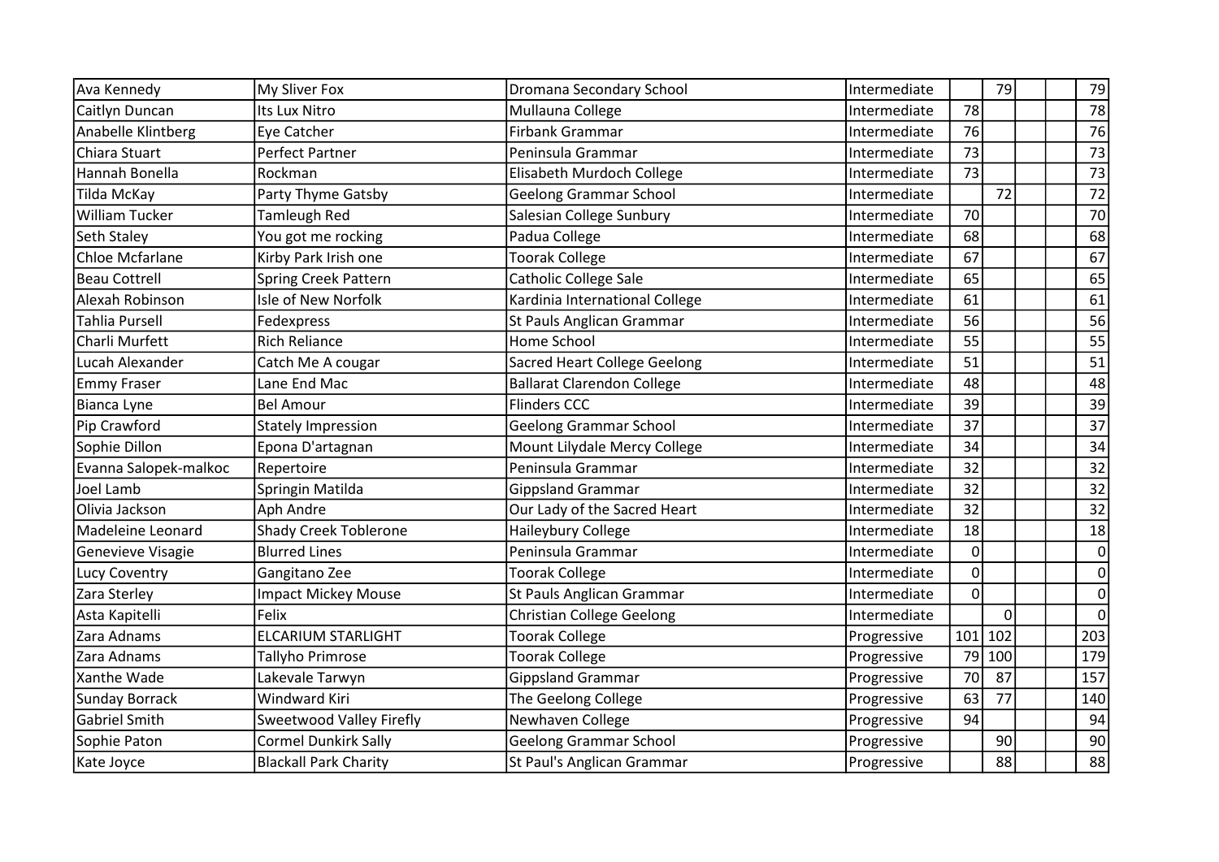| | | | | | | | | |
|---|---|---|---|---|---|---|---|---|
| Ava Kennedy | My Sliver Fox | Dromana Secondary School | Intermediate | | 79 | | | 79 |
| Caitlyn Duncan | Its Lux Nitro | Mullauna College | Intermediate | 78 | | | | 78 |
| Anabelle Klintberg | Eye Catcher | Firbank Grammar | Intermediate | 76 | | | | 76 |
| Chiara Stuart | Perfect Partner | Peninsula Grammar | Intermediate | 73 | | | | 73 |
| Hannah Bonella | Rockman | Elisabeth Murdoch College | Intermediate | 73 | | | | 73 |
| Tilda McKay | Party Thyme Gatsby | Geelong Grammar School | Intermediate | | 72 | | | 72 |
| William Tucker | Tamleugh Red | Salesian College Sunbury | Intermediate | 70 | | | | 70 |
| Seth Staley | You got me rocking | Padua College | Intermediate | 68 | | | | 68 |
| Chloe Mcfarlane | Kirby Park Irish one | Toorak College | Intermediate | 67 | | | | 67 |
| Beau Cottrell | Spring Creek Pattern | Catholic College Sale | Intermediate | 65 | | | | 65 |
| Alexah Robinson | Isle of New Norfolk | Kardinia International College | Intermediate | 61 | | | | 61 |
| Tahlia Pursell | Fedexpress | St Pauls Anglican Grammar | Intermediate | 56 | | | | 56 |
| Charli Murfett | Rich Reliance | Home School | Intermediate | 55 | | | | 55 |
| Lucah Alexander | Catch Me A cougar | Sacred Heart College Geelong | Intermediate | 51 | | | | 51 |
| Emmy Fraser | Lane End Mac | Ballarat Clarendon College | Intermediate | 48 | | | | 48 |
| Bianca Lyne | Bel Amour | Flinders CCC | Intermediate | 39 | | | | 39 |
| Pip Crawford | Stately Impression | Geelong Grammar School | Intermediate | 37 | | | | 37 |
| Sophie Dillon | Epona D'artagnan | Mount Lilydale Mercy College | Intermediate | 34 | | | | 34 |
| Evanna Salopek-malkoc | Repertoire | Peninsula Grammar | Intermediate | 32 | | | | 32 |
| Joel Lamb | Springin Matilda | Gippsland Grammar | Intermediate | 32 | | | | 32 |
| Olivia Jackson | Aph Andre | Our Lady of the Sacred Heart | Intermediate | 32 | | | | 32 |
| Madeleine Leonard | Shady Creek Toblerone | Haileybury College | Intermediate | 18 | | | | 18 |
| Genevieve Visagie | Blurred Lines | Peninsula Grammar | Intermediate | 0 | | | | 0 |
| Lucy Coventry | Gangitano Zee | Toorak College | Intermediate | 0 | | | | 0 |
| Zara Sterley | Impact Mickey Mouse | St Pauls Anglican Grammar | Intermediate | 0 | | | | 0 |
| Asta Kapitelli | Felix | Christian College Geelong | Intermediate | | 0 | | | 0 |
| Zara Adnams | ELCARIUM STARLIGHT | Toorak College | Progressive | 101 | 102 | | | 203 |
| Zara Adnams | Tallyho Primrose | Toorak College | Progressive | 79 | 100 | | | 179 |
| Xanthe Wade | Lakevale Tarwyn | Gippsland Grammar | Progressive | 70 | 87 | | | 157 |
| Sunday Borrack | Windward Kiri | The Geelong College | Progressive | 63 | 77 | | | 140 |
| Gabriel Smith | Sweetwood Valley Firefly | Newhaven College | Progressive | 94 | | | | 94 |
| Sophie Paton | Cormel Dunkirk Sally | Geelong Grammar School | Progressive | | 90 | | | 90 |
| Kate Joyce | Blackall Park Charity | St Paul's Anglican Grammar | Progressive | | 88 | | | 88 |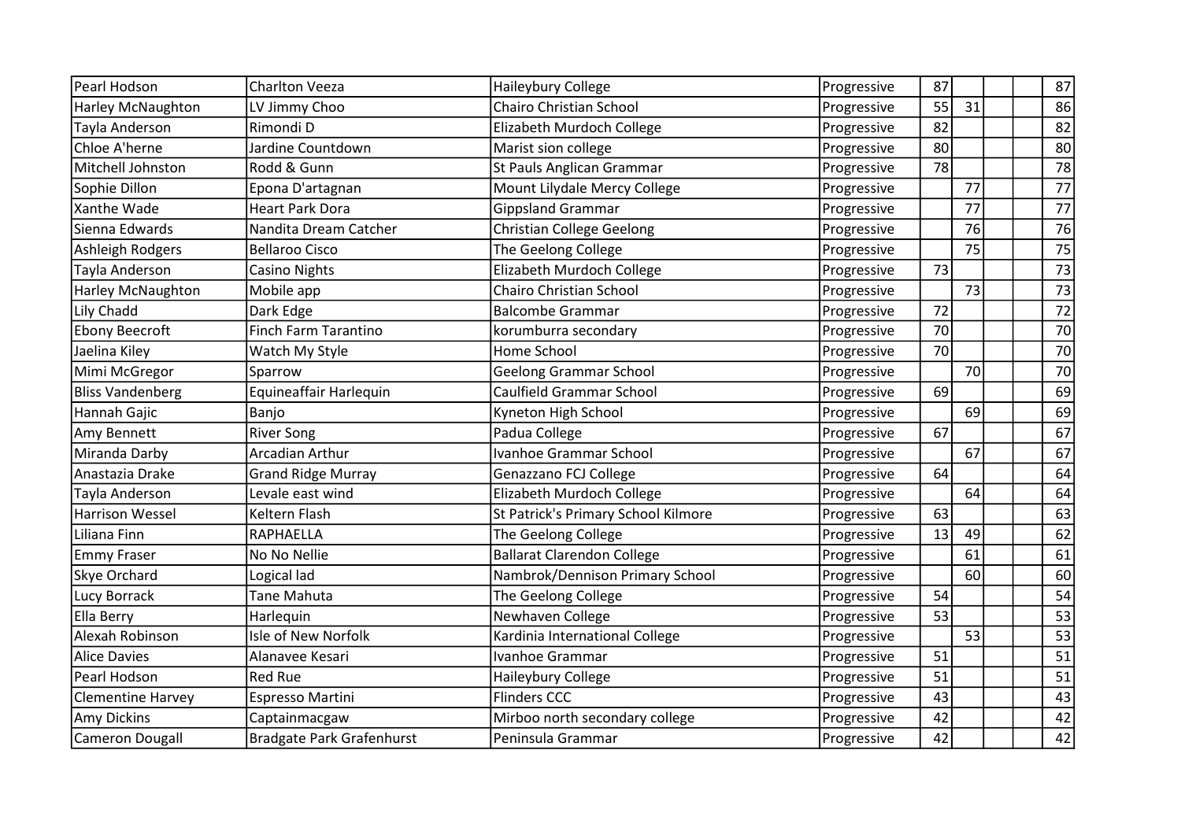| | | | | | | | | |
|---|---|---|---|---|---|---|---|---|
| Pearl Hodson | Charlton Veeza | Haileybury College | Progressive | 87 | | | | 87 |
| Harley McNaughton | LV Jimmy Choo | Chairo Christian School | Progressive | 55 | 31 | | | 86 |
| Tayla Anderson | Rimondi D | Elizabeth Murdoch College | Progressive | 82 | | | | 82 |
| Chloe A'herne | Jardine Countdown | Marist sion college | Progressive | 80 | | | | 80 |
| Mitchell Johnston | Rodd & Gunn | St Pauls Anglican Grammar | Progressive | 78 | | | | 78 |
| Sophie Dillon | Epona D'artagnan | Mount Lilydale Mercy College | Progressive | | 77 | | | 77 |
| Xanthe Wade | Heart Park Dora | Gippsland Grammar | Progressive | | 77 | | | 77 |
| Sienna Edwards | Nandita Dream Catcher | Christian College Geelong | Progressive | | 76 | | | 76 |
| Ashleigh Rodgers | Bellaroo Cisco | The Geelong College | Progressive | | 75 | | | 75 |
| Tayla Anderson | Casino Nights | Elizabeth Murdoch College | Progressive | 73 | | | | 73 |
| Harley McNaughton | Mobile app | Chairo Christian School | Progressive | | 73 | | | 73 |
| Lily Chadd | Dark Edge | Balcombe Grammar | Progressive | 72 | | | | 72 |
| Ebony Beecroft | Finch Farm Tarantino | korumburra secondary | Progressive | 70 | | | | 70 |
| Jaelina Kiley | Watch My Style | Home School | Progressive | 70 | | | | 70 |
| Mimi McGregor | Sparrow | Geelong Grammar School | Progressive | | 70 | | | 70 |
| Bliss Vandenberg | Equineaffair Harlequin | Caulfield Grammar School | Progressive | 69 | | | | 69 |
| Hannah Gajic | Banjo | Kyneton High School | Progressive | | 69 | | | 69 |
| Amy Bennett | River Song | Padua College | Progressive | 67 | | | | 67 |
| Miranda Darby | Arcadian Arthur | Ivanhoe Grammar School | Progressive | | 67 | | | 67 |
| Anastazia Drake | Grand Ridge Murray | Genazzano FCJ College | Progressive | 64 | | | | 64 |
| Tayla Anderson | Levale east wind | Elizabeth Murdoch College | Progressive | | 64 | | | 64 |
| Harrison Wessel | Keltern Flash | St Patrick's Primary School Kilmore | Progressive | 63 | | | | 63 |
| Liliana Finn | RAPHAELLA | The Geelong College | Progressive | 13 | 49 | | | 62 |
| Emmy Fraser | No No Nellie | Ballarat Clarendon College | Progressive | | 61 | | | 61 |
| Skye Orchard | Logical lad | Nambrok/Dennison Primary School | Progressive | | 60 | | | 60 |
| Lucy Borrack | Tane Mahuta | The Geelong College | Progressive | 54 | | | | 54 |
| Ella Berry | Harlequin | Newhaven College | Progressive | 53 | | | | 53 |
| Alexah Robinson | Isle of New Norfolk | Kardinia International College | Progressive | | 53 | | | 53 |
| Alice Davies | Alanavee Kesari | Ivanhoe Grammar | Progressive | 51 | | | | 51 |
| Pearl Hodson | Red Rue | Haileybury College | Progressive | 51 | | | | 51 |
| Clementine Harvey | Espresso Martini | Flinders CCC | Progressive | 43 | | | | 43 |
| Amy Dickins | Captainmacgaw | Mirboo north secondary college | Progressive | 42 | | | | 42 |
| Cameron Dougall | Bradgate Park Grafenhurst | Peninsula Grammar | Progressive | 42 | | | | 42 |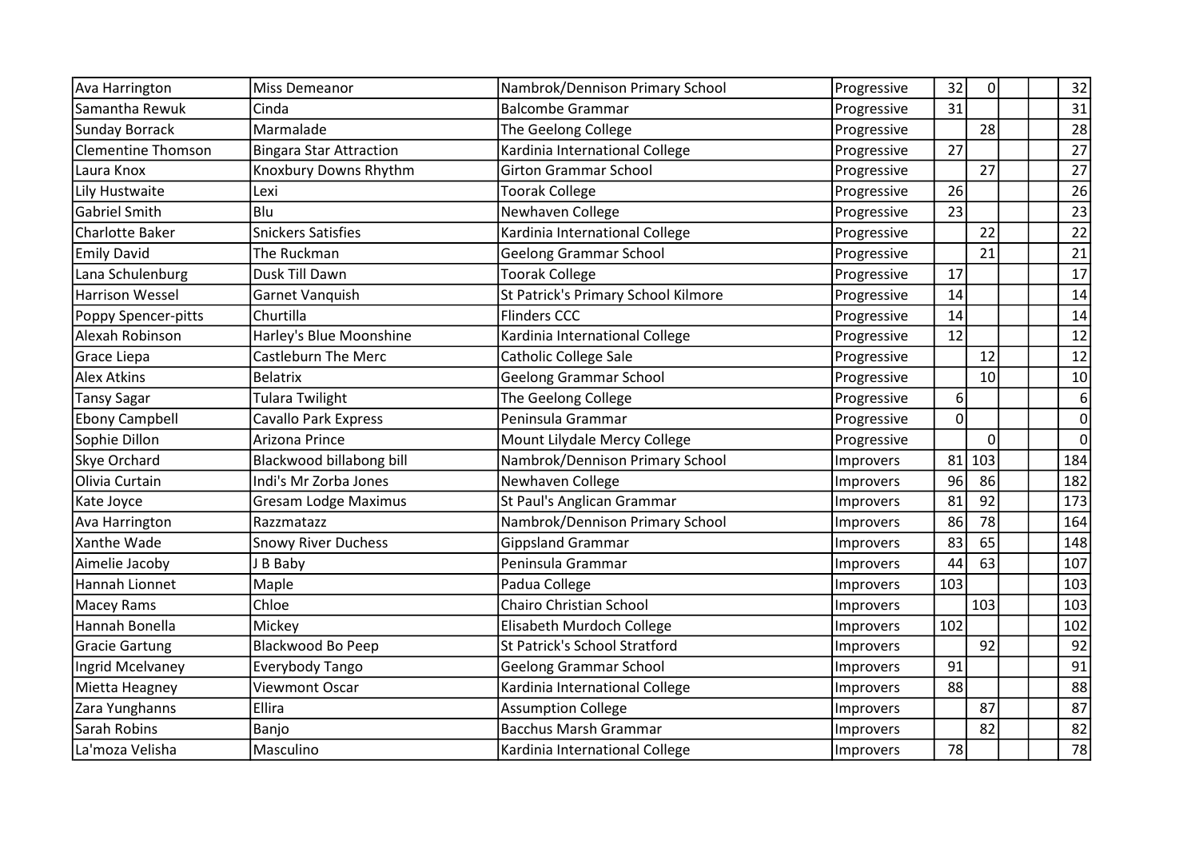| | | | | | | | | |
|---|---|---|---|---|---|---|---|---|
| Ava Harrington | Miss Demeanor | Nambrok/Dennison Primary School | Progressive | 32 | 0 | | | 32 |
| Samantha Rewuk | Cinda | Balcombe Grammar | Progressive | 31 | | | | 31 |
| Sunday Borrack | Marmalade | The Geelong College | Progressive | | 28 | | | 28 |
| Clementine Thomson | Bingara Star Attraction | Kardinia International College | Progressive | 27 | | | | 27 |
| Laura Knox | Knoxbury Downs Rhythm | Girton Grammar School | Progressive | | 27 | | | 27 |
| Lily Hustwaite | Lexi | Toorak College | Progressive | 26 | | | | 26 |
| Gabriel Smith | Blu | Newhaven College | Progressive | 23 | | | | 23 |
| Charlotte Baker | Snickers Satisfies | Kardinia International College | Progressive | | 22 | | | 22 |
| Emily David | The Ruckman | Geelong Grammar School | Progressive | | 21 | | | 21 |
| Lana Schulenburg | Dusk Till Dawn | Toorak College | Progressive | 17 | | | | 17 |
| Harrison Wessel | Garnet Vanquish | St Patrick's Primary School Kilmore | Progressive | 14 | | | | 14 |
| Poppy Spencer-pitts | Churtilla | Flinders CCC | Progressive | 14 | | | | 14 |
| Alexah Robinson | Harley's Blue Moonshine | Kardinia International College | Progressive | 12 | | | | 12 |
| Grace Liepa | Castleburn The Merc | Catholic College Sale | Progressive | | 12 | | | 12 |
| Alex Atkins | Belatrix | Geelong Grammar School | Progressive | | 10 | | | 10 |
| Tansy Sagar | Tulara Twilight | The Geelong College | Progressive | 6 | | | | 6 |
| Ebony Campbell | Cavallo Park Express | Peninsula Grammar | Progressive | 0 | | | | 0 |
| Sophie Dillon | Arizona Prince | Mount Lilydale Mercy College | Progressive | | 0 | | | 0 |
| Skye Orchard | Blackwood billabong bill | Nambrok/Dennison Primary School | Improvers | 81 | 103 | | | 184 |
| Olivia Curtain | Indi's Mr Zorba Jones | Newhaven College | Improvers | 96 | 86 | | | 182 |
| Kate Joyce | Gresam Lodge Maximus | St Paul's Anglican Grammar | Improvers | 81 | 92 | | | 173 |
| Ava Harrington | Razzmatazz | Nambrok/Dennison Primary School | Improvers | 86 | 78 | | | 164 |
| Xanthe Wade | Snowy River Duchess | Gippsland Grammar | Improvers | 83 | 65 | | | 148 |
| Aimelie Jacoby | J B Baby | Peninsula Grammar | Improvers | 44 | 63 | | | 107 |
| Hannah Lionnet | Maple | Padua College | Improvers | 103 | | | | 103 |
| Macey Rams | Chloe | Chairo Christian School | Improvers | | 103 | | | 103 |
| Hannah Bonella | Mickey | Elisabeth Murdoch College | Improvers | 102 | | | | 102 |
| Gracie Gartung | Blackwood Bo Peep | St Patrick's School Stratford | Improvers | | 92 | | | 92 |
| Ingrid Mcelvaney | Everybody Tango | Geelong Grammar School | Improvers | 91 | | | | 91 |
| Mietta Heagney | Viewmont Oscar | Kardinia International College | Improvers | 88 | | | | 88 |
| Zara Yunghanns | Ellira | Assumption College | Improvers | | 87 | | | 87 |
| Sarah Robins | Banjo | Bacchus Marsh Grammar | Improvers | | 82 | | | 82 |
| La'moza Velisha | Masculino | Kardinia International College | Improvers | 78 | | | | 78 |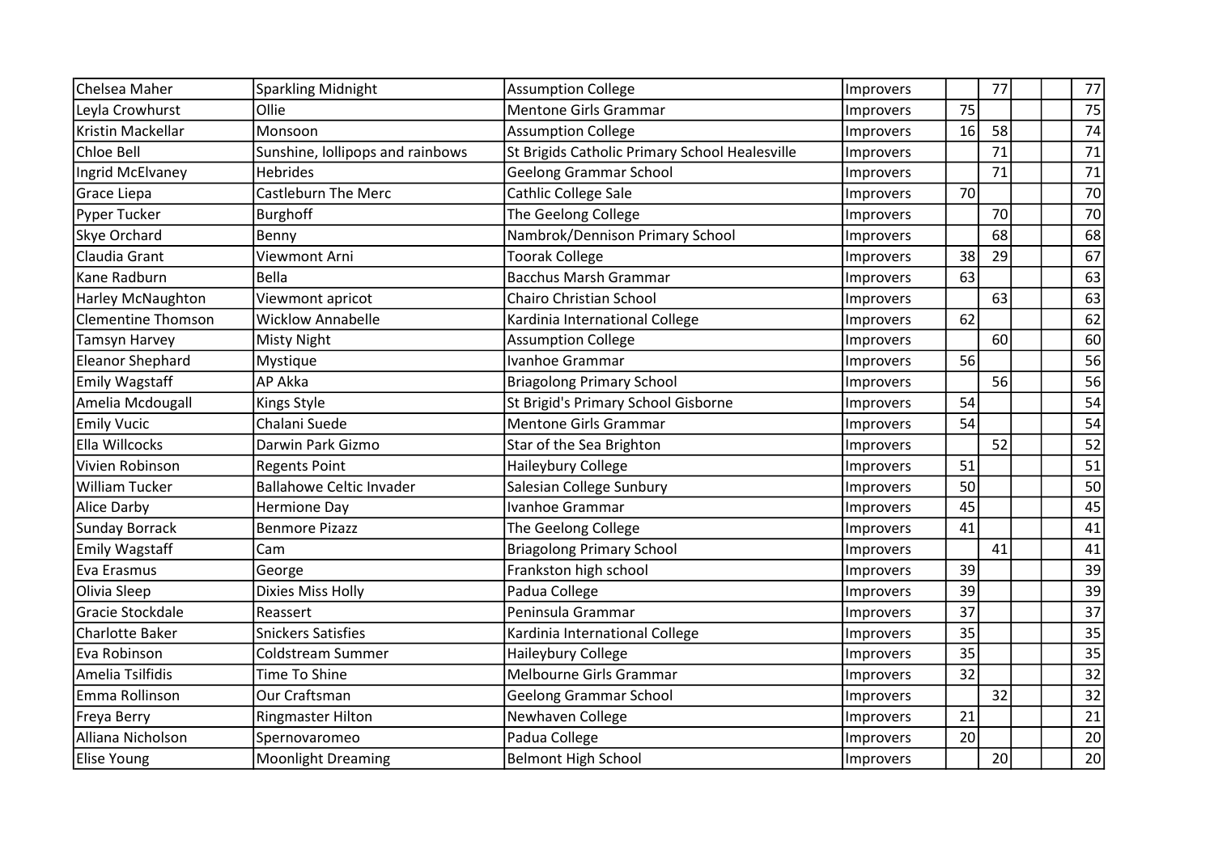| | | | | | | | | |
|---|---|---|---|---|---|---|---|---|
| Chelsea Maher | Sparkling Midnight | Assumption College | Improvers | | 77 | | | 77 |
| Leyla Crowhurst | Ollie | Mentone Girls Grammar | Improvers | 75 | | | | 75 |
| Kristin Mackellar | Monsoon | Assumption College | Improvers | 16 | 58 | | | 74 |
| Chloe Bell | Sunshine, lollipops and rainbows | St Brigids Catholic Primary School Healesville | Improvers | | 71 | | | 71 |
| Ingrid McElvaney | Hebrides | Geelong Grammar School | Improvers | | 71 | | | 71 |
| Grace Liepa | Castleburn The Merc | Cathlic College Sale | Improvers | 70 | | | | 70 |
| Pyper Tucker | Burghoff | The Geelong College | Improvers | | 70 | | | 70 |
| Skye Orchard | Benny | Nambrok/Dennison Primary School | Improvers | | 68 | | | 68 |
| Claudia Grant | Viewmont Arni | Toorak College | Improvers | 38 | 29 | | | 67 |
| Kane Radburn | Bella | Bacchus Marsh Grammar | Improvers | 63 | | | | 63 |
| Harley McNaughton | Viewmont apricot | Chairo Christian School | Improvers | | 63 | | | 63 |
| Clementine Thomson | Wicklow Annabelle | Kardinia International College | Improvers | 62 | | | | 62 |
| Tamsyn Harvey | Misty Night | Assumption College | Improvers | | 60 | | | 60 |
| Eleanor Shephard | Mystique | Ivanhoe Grammar | Improvers | 56 | | | | 56 |
| Emily Wagstaff | AP Akka | Briagolong Primary School | Improvers | | 56 | | | 56 |
| Amelia Mcdougall | Kings Style | St Brigid's Primary School Gisborne | Improvers | 54 | | | | 54 |
| Emily Vucic | Chalani Suede | Mentone Girls Grammar | Improvers | 54 | | | | 54 |
| Ella Willcocks | Darwin Park Gizmo | Star of the Sea Brighton | Improvers | | 52 | | | 52 |
| Vivien Robinson | Regents Point | Haileybury College | Improvers | 51 | | | | 51 |
| William Tucker | Ballahowe Celtic Invader | Salesian College Sunbury | Improvers | 50 | | | | 50 |
| Alice Darby | Hermione Day | Ivanhoe Grammar | Improvers | 45 | | | | 45 |
| Sunday Borrack | Benmore Pizazz | The Geelong College | Improvers | 41 | | | | 41 |
| Emily Wagstaff | Cam | Briagolong Primary School | Improvers | | 41 | | | 41 |
| Eva Erasmus | George | Frankston high school | Improvers | 39 | | | | 39 |
| Olivia Sleep | Dixies Miss Holly | Padua College | Improvers | 39 | | | | 39 |
| Gracie Stockdale | Reassert | Peninsula Grammar | Improvers | 37 | | | | 37 |
| Charlotte Baker | Snickers Satisfies | Kardinia International College | Improvers | 35 | | | | 35 |
| Eva Robinson | Coldstream Summer | Haileybury College | Improvers | 35 | | | | 35 |
| Amelia Tsilfidis | Time To Shine | Melbourne Girls Grammar | Improvers | 32 | | | | 32 |
| Emma Rollinson | Our Craftsman | Geelong Grammar School | Improvers | | 32 | | | 32 |
| Freya Berry | Ringmaster Hilton | Newhaven College | Improvers | 21 | | | | 21 |
| Alliana Nicholson | Spernovaromeo | Padua College | Improvers | 20 | | | | 20 |
| Elise Young | Moonlight Dreaming | Belmont High School | Improvers | | 20 | | | 20 |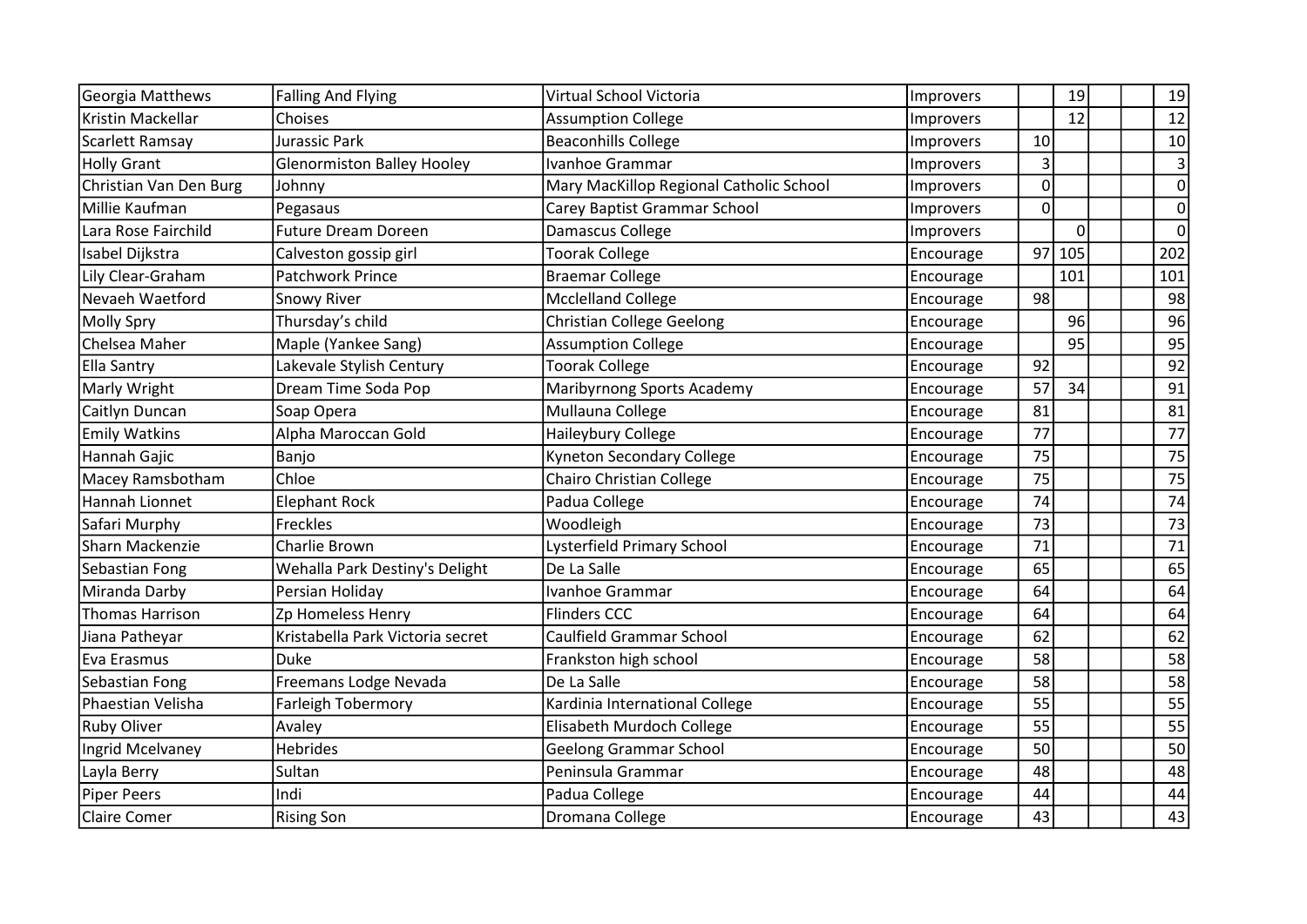| | | | | | | | | |
|---|---|---|---|---|---|---|---|---|
| Georgia Matthews | Falling And Flying | Virtual School Victoria | Improvers | | 19 | | | 19 |
| Kristin Mackellar | Choises | Assumption College | Improvers | | 12 | | | 12 |
| Scarlett Ramsay | Jurassic Park | Beaconhills College | Improvers | 10 | | | | 10 |
| Holly Grant | Glenormiston Balley Hooley | Ivanhoe Grammar | Improvers | 3 | | | | 3 |
| Christian Van Den Burg | Johnny | Mary MacKillop Regional Catholic School | Improvers | 0 | | | | 0 |
| Millie Kaufman | Pegasaus | Carey Baptist Grammar School | Improvers | 0 | | | | 0 |
| Lara Rose Fairchild | Future Dream Doreen | Damascus College | Improvers | | 0 | | | 0 |
| Isabel Dijkstra | Calveston gossip girl | Toorak College | Encourage | 97 | 105 | | | 202 |
| Lily Clear-Graham | Patchwork Prince | Braemar College | Encourage | | 101 | | | 101 |
| Nevaeh Waetford | Snowy River | Mcclelland College | Encourage | 98 | | | | 98 |
| Molly Spry | Thursday's child | Christian College Geelong | Encourage | | 96 | | | 96 |
| Chelsea Maher | Maple (Yankee Sang) | Assumption College | Encourage | | 95 | | | 95 |
| Ella Santry | Lakevale Stylish Century | Toorak College | Encourage | 92 | | | | 92 |
| Marly Wright | Dream Time Soda Pop | Maribyrnong Sports Academy | Encourage | 57 | 34 | | | 91 |
| Caitlyn Duncan | Soap Opera | Mullauna College | Encourage | 81 | | | | 81 |
| Emily Watkins | Alpha Maroccan Gold | Haileybury College | Encourage | 77 | | | | 77 |
| Hannah Gajic | Banjo | Kyneton Secondary College | Encourage | 75 | | | | 75 |
| Macey Ramsbotham | Chloe | Chairo Christian College | Encourage | 75 | | | | 75 |
| Hannah Lionnet | Elephant Rock | Padua College | Encourage | 74 | | | | 74 |
| Safari Murphy | Freckles | Woodleigh | Encourage | 73 | | | | 73 |
| Sharn Mackenzie | Charlie Brown | Lysterfield Primary School | Encourage | 71 | | | | 71 |
| Sebastian Fong | Wehalla Park Destiny's Delight | De La Salle | Encourage | 65 | | | | 65 |
| Miranda Darby | Persian Holiday | Ivanhoe Grammar | Encourage | 64 | | | | 64 |
| Thomas Harrison | Zp Homeless Henry | Flinders CCC | Encourage | 64 | | | | 64 |
| Jiana Patheyar | Kristabella Park Victoria secret | Caulfield Grammar School | Encourage | 62 | | | | 62 |
| Eva Erasmus | Duke | Frankston high school | Encourage | 58 | | | | 58 |
| Sebastian Fong | Freemans Lodge Nevada | De La Salle | Encourage | 58 | | | | 58 |
| Phaestian Velisha | Farleigh Tobermory | Kardinia International College | Encourage | 55 | | | | 55 |
| Ruby Oliver | Avaley | Elisabeth Murdoch College | Encourage | 55 | | | | 55 |
| Ingrid Mcelvaney | Hebrides | Geelong Grammar School | Encourage | 50 | | | | 50 |
| Layla Berry | Sultan | Peninsula Grammar | Encourage | 48 | | | | 48 |
| Piper Peers | Indi | Padua College | Encourage | 44 | | | | 44 |
| Claire Comer | Rising Son | Dromana College | Encourage | 43 | | | | 43 |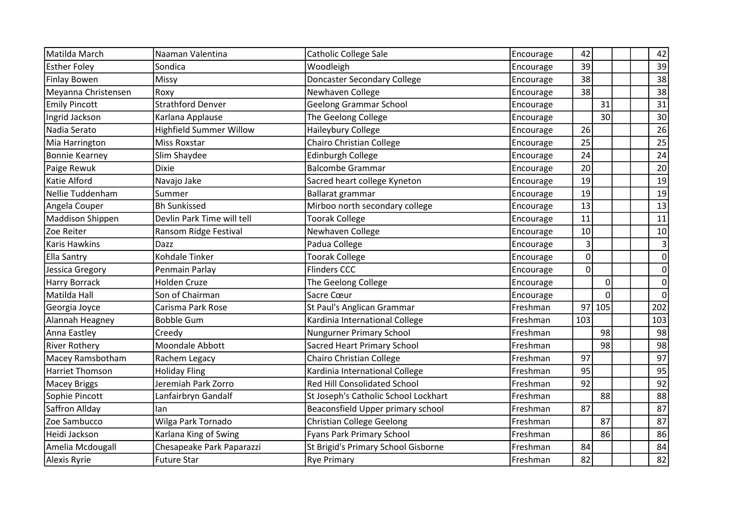| | | | | | | | | |
|---|---|---|---|---|---|---|---|---|
| Matilda March | Naaman Valentina | Catholic College Sale | Encourage | 42 | | | | 42 |
| Esther Foley | Sondica | Woodleigh | Encourage | 39 | | | | 39 |
| Finlay Bowen | Missy | Doncaster Secondary College | Encourage | 38 | | | | 38 |
| Meyanna Christensen | Roxy | Newhaven College | Encourage | 38 | | | | 38 |
| Emily Pincott | Strathford Denver | Geelong Grammar School | Encourage | | 31 | | | 31 |
| Ingrid Jackson | Karlana Applause | The Geelong College | Encourage | | 30 | | | 30 |
| Nadia Serato | Highfield Summer Willow | Haileybury College | Encourage | 26 | | | | 26 |
| Mia Harrington | Miss Roxstar | Chairo Christian College | Encourage | 25 | | | | 25 |
| Bonnie Kearney | Slim Shaydee | Edinburgh College | Encourage | 24 | | | | 24 |
| Paige Rewuk | Dixie | Balcombe Grammar | Encourage | 20 | | | | 20 |
| Katie Alford | Navajo Jake | Sacred heart college Kyneton | Encourage | 19 | | | | 19 |
| Nellie Tuddenham | Summer | Ballarat grammar | Encourage | 19 | | | | 19 |
| Angela Couper | Bh Sunkissed | Mirboo north secondary college | Encourage | 13 | | | | 13 |
| Maddison Shippen | Devlin Park Time will tell | Toorak College | Encourage | 11 | | | | 11 |
| Zoe Reiter | Ransom Ridge Festival | Newhaven College | Encourage | 10 | | | | 10 |
| Karis Hawkins | Dazz | Padua College | Encourage | 3 | | | | 3 |
| Ella Santry | Kohdale Tinker | Toorak College | Encourage | 0 | | | | 0 |
| Jessica Gregory | Penmain Parlay | Flinders CCC | Encourage | 0 | | | | 0 |
| Harry Borrack | Holden Cruze | The Geelong College | Encourage | | 0 | | | 0 |
| Matilda Hall | Son of Chairman | Sacre Cœur | Encourage | | 0 | | | 0 |
| Georgia Joyce | Carisma Park Rose | St Paul's Anglican Grammar | Freshman | 97 | 105 | | | 202 |
| Alannah Heagney | Bobble Gum | Kardinia International College | Freshman | 103 | | | | 103 |
| Anna Eastley | Creedy | Nungurner Primary School | Freshman | | 98 | | | 98 |
| River Rothery | Moondale Abbott | Sacred Heart Primary School | Freshman | | 98 | | | 98 |
| Macey Ramsbotham | Rachem Legacy | Chairo Christian College | Freshman | 97 | | | | 97 |
| Harriet Thomson | Holiday Fling | Kardinia International College | Freshman | 95 | | | | 95 |
| Macey Briggs | Jeremiah Park Zorro | Red Hill Consolidated School | Freshman | 92 | | | | 92 |
| Sophie Pincott | Lanfairbryn Gandalf | St Joseph's Catholic School Lockhart | Freshman | | 88 | | | 88 |
| Saffron Allday | Ian | Beaconsfield Upper primary school | Freshman | 87 | | | | 87 |
| Zoe Sambucco | Wilga Park Tornado | Christian College Geelong | Freshman | | 87 | | | 87 |
| Heidi Jackson | Karlana King of Swing | Fyans Park Primary School | Freshman | | 86 | | | 86 |
| Amelia Mcdougall | Chesapeake Park Paparazzi | St Brigid's Primary School Gisborne | Freshman | 84 | | | | 84 |
| Alexis Ryrie | Future Star | Rye Primary | Freshman | 82 | | | | 82 |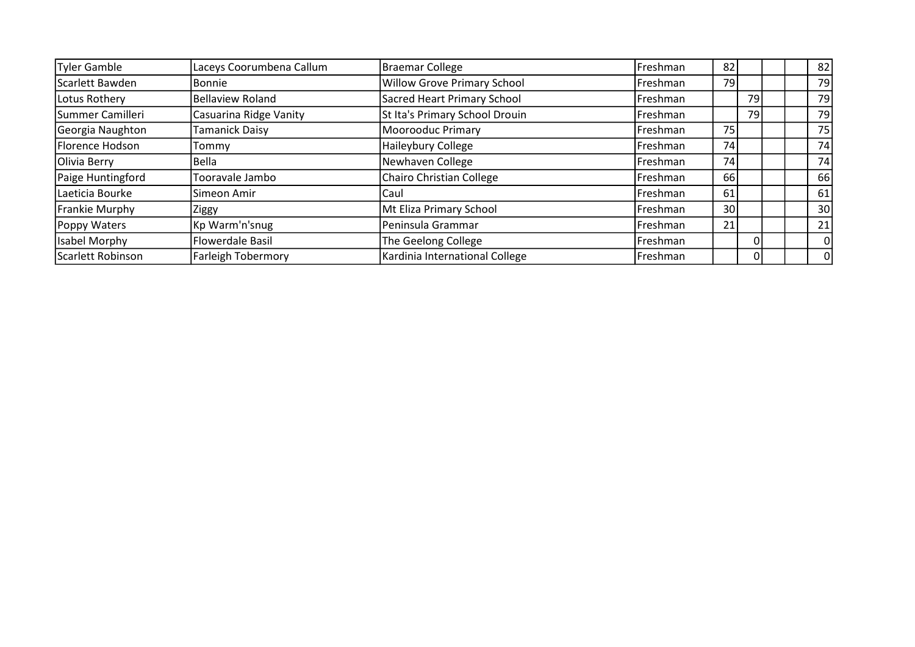| | | | | | | | | |
|---|---|---|---|---|---|---|---|---|
| Tyler Gamble | Laceys Coorumbena Callum | Braemar College | Freshman | 82 | | | | 82 |
| Scarlett Bawden | Bonnie | Willow Grove Primary School | Freshman | 79 | | | | 79 |
| Lotus Rothery | Bellaview Roland | Sacred Heart Primary School | Freshman | | 79 | | | 79 |
| Summer Camilleri | Casuarina Ridge Vanity | St Ita's Primary School Drouin | Freshman | | 79 | | | 79 |
| Georgia Naughton | Tamanick Daisy | Moorooduc Primary | Freshman | 75 | | | | 75 |
| Florence Hodson | Tommy | Haileybury College | Freshman | 74 | | | | 74 |
| Olivia Berry | Bella | Newhaven College | Freshman | 74 | | | | 74 |
| Paige Huntingford | Tooravale Jambo | Chairo Christian College | Freshman | 66 | | | | 66 |
| Laeticia Bourke | Simeon Amir | Caul | Freshman | 61 | | | | 61 |
| Frankie Murphy | Ziggy | Mt Eliza Primary School | Freshman | 30 | | | | 30 |
| Poppy Waters | Kp Warm'n'snug | Peninsula Grammar | Freshman | 21 | | | | 21 |
| Isabel Morphy | Flowerdale Basil | The Geelong College | Freshman | | 0 | | | 0 |
| Scarlett Robinson | Farleigh Tobermory | Kardinia International College | Freshman | | 0 | | | 0 |